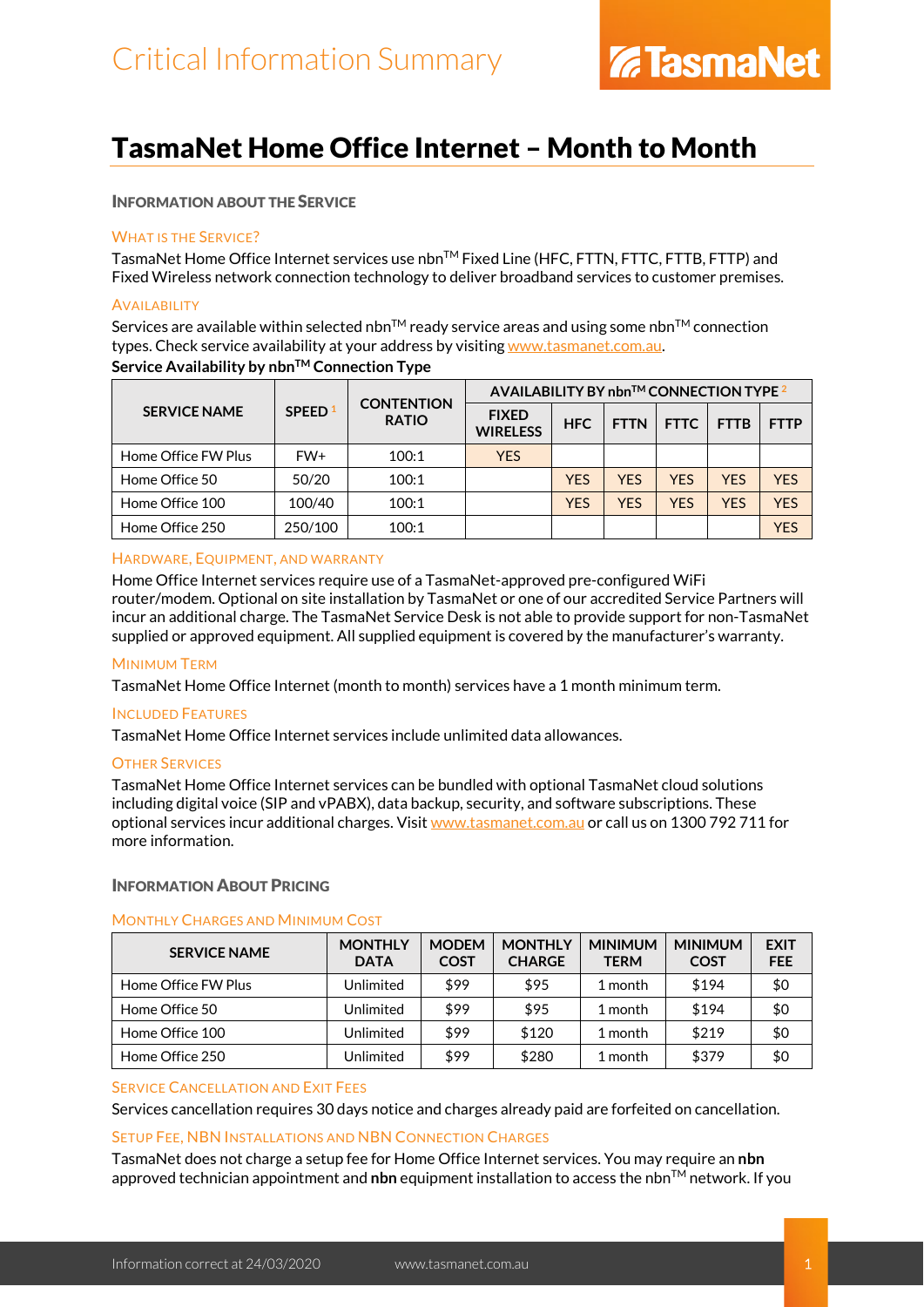# Critical Information Summary

TasmaNet

# TasmaNet Home Office Internet – Month to Month

## Information about the Service

### What is the Service?

TasmaNet Home Office Internet services use nbnTM Fixed Line (HFC, FTTN, FTTC, FTTB, FTTP) and Fixed Wireless network connection technology to deliver broadband services to customer premises.

### Availability

Services are available within selected nbnTM ready service areas and using some nbnTM connection types. Check service availability at your address by visiting www.tasmanet.com.au.

**Service Availability by nbnTM Connection Type**

| SERVICE NAME | SPEED [1] | CONTENTION RATIO | AVAILABILITY BY nbnTM CONNECTION TYPE [2] | | | | | |
|---|---|---|---|---|---|---|---|---|
| | | | FIXED WIRELESS | HFC | FTTN | FTTC | FTTB | FTTP |
| Home Office FW Plus | FW+ | 100:1 | YES | | | | | |
| Home Office 50 | 50/20 | 100:1 | | YES | YES | YES | YES | YES |
| Home Office 100 | 100/40 | 100:1 | | YES | YES | YES | YES | YES |
| Home Office 250 | 250/100 | 100:1 | | | | | | YES |

### Hardware, Equipment, and Warranty

Home Office Internet services require use of a TasmaNet-approved pre-configured WiFi router/modem. Optional on site installation by TasmaNet or one of our accredited Service Partners will incur an additional charge. The TasmaNet Service Desk is not able to provide support for non-TasmaNet supplied or approved equipment. All supplied equipment is covered by the manufacturer's warranty.

### Minimum Term

TasmaNet Home Office Internet (month to month) services have a 1 month minimum term.

### Included Features

TasmaNet Home Office Internet services include unlimited data allowances.

### Other Services

TasmaNet Home Office Internet services can be bundled with optional TasmaNet cloud solutions including digital voice (SIP and vPABX), data backup, security, and software subscriptions. These optional services incur additional charges. Visit www.tasmanet.com.au or call us on 1300 792 711 for more information.

## Information About Pricing

### Monthly Charges and Minimum Cost

| SERVICE NAME | MONTHLY DATA | MODEM COST | MONTHLY CHARGE | MINIMUM TERM | MINIMUM COST | EXIT FEE |
|---|---|---|---|---|---|---|
| Home Office FW Plus | Unlimited | $99 | $95 | 1 month | $194 | $0 |
| Home Office 50 | Unlimited | $99 | $95 | 1 month | $194 | $0 |
| Home Office 100 | Unlimited | $99 | $120 | 1 month | $219 | $0 |
| Home Office 250 | Unlimited | $99 | $280 | 1 month | $379 | $0 |

### Service Cancellation and Exit Fees

Services cancellation requires 30 days notice and charges already paid are forfeited on cancellation.

### Setup Fee, NBN Installations and NBN Connection Charges

TasmaNet does not charge a setup fee for Home Office Internet services. You may require an **nbn** approved technician appointment and **nbn** equipment installation to access the nbnTM network. If you

Information correct at 24/03/2020 www.tasmanet.com.au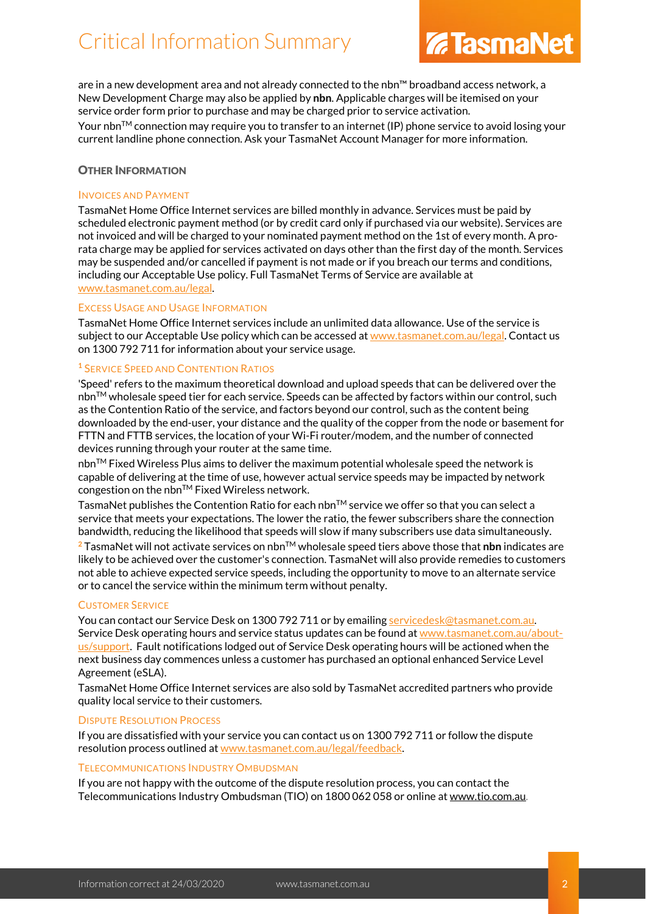are in a new development area and not already connected to the nbn™ broadband access network, a New Development Charge may also be applied by **nbn**. Applicable charges will be itemised on your service order form prior to purchase and may be charged prior to service activation.

Your nbn™ connection may require you to transfer to an internet (IP) phone service to avoid losing your current landline phone connection. Ask your TasmaNet Account Manager for more information.

## Other Information

### Invoices and Payment

TasmaNet Home Office Internet services are billed monthly in advance. Services must be paid by scheduled electronic payment method (or by credit card only if purchased via our website). Services are not invoiced and will be charged to your nominated payment method on the 1st of every month. A pro-rata charge may be applied for services activated on days other than the first day of the month. Services may be suspended and/or cancelled if payment is not made or if you breach our terms and conditions, including our Acceptable Use policy. Full TasmaNet Terms of Service are available at www.tasmanet.com.au/legal.

### Excess Usage and Usage Information

TasmaNet Home Office Internet services include an unlimited data allowance. Use of the service is subject to our Acceptable Use policy which can be accessed at www.tasmanet.com.au/legal. Contact us on 1300 792 711 for information about your service usage.

### [1] Service Speed and Contention Ratios

'Speed' refers to the maximum theoretical download and upload speeds that can be delivered over the nbn™ wholesale speed tier for each service. Speeds can be affected by factors within our control, such as the Contention Ratio of the service, and factors beyond our control, such as the content being downloaded by the end-user, your distance and the quality of the copper from the node or basement for FTTN and FTTB services, the location of your Wi-Fi router/modem, and the number of connected devices running through your router at the same time.

nbn™ Fixed Wireless Plus aims to deliver the maximum potential wholesale speed the network is capable of delivering at the time of use, however actual service speeds may be impacted by network congestion on the nbn™ Fixed Wireless network.

TasmaNet publishes the Contention Ratio for each nbn™ service we offer so that you can select a service that meets your expectations. The lower the ratio, the fewer subscribers share the connection bandwidth, reducing the likelihood that speeds will slow if many subscribers use data simultaneously.

[2] TasmaNet will not activate services on nbn™ wholesale speed tiers above those that **nbn** indicates are likely to be achieved over the customer's connection. TasmaNet will also provide remedies to customers not able to achieve expected service speeds, including the opportunity to move to an alternate service or to cancel the service within the minimum term without penalty.

### Customer Service

You can contact our Service Desk on 1300 792 711 or by emailing servicedesk@tasmanet.com.au. Service Desk operating hours and service status updates can be found at www.tasmanet.com.au/about-us/support. Fault notifications lodged out of Service Desk operating hours will be actioned when the next business day commences unless a customer has purchased an optional enhanced Service Level Agreement (eSLA).

TasmaNet Home Office Internet services are also sold by TasmaNet accredited partners who provide quality local service to their customers.

### Dispute Resolution Process

If you are dissatisfied with your service you can contact us on 1300 792 711 or follow the dispute resolution process outlined at www.tasmanet.com.au/legal/feedback.

### Telecommunications Industry Ombudsman

If you are not happy with the outcome of the dispute resolution process, you can contact the Telecommunications Industry Ombudsman (TIO) on 1800 062 058 or online at www.tio.com.au.

Information correct at 24/03/2020